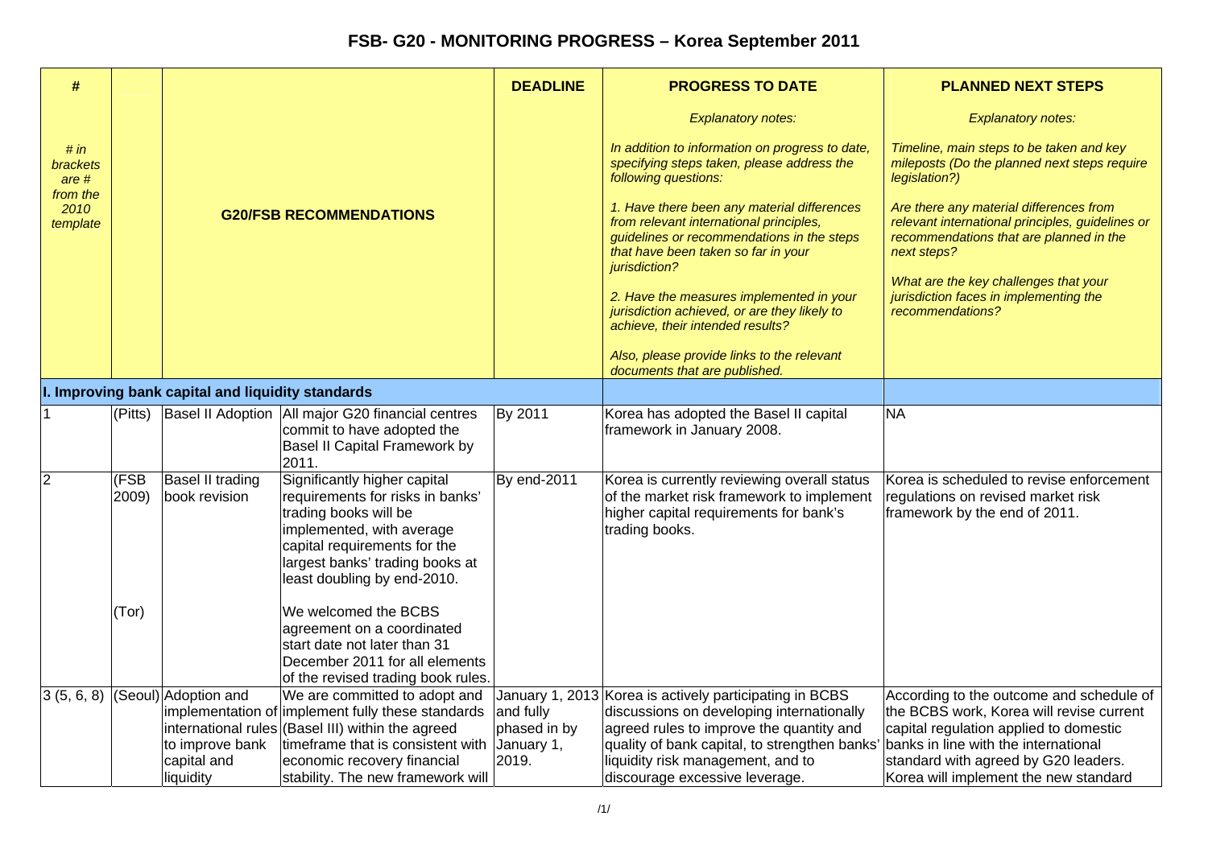# FSB- G20 - MONITORING PROGRESS – Korea September 2011

| # | | | G20/FSB RECOMMENDATIONS | DEADLINE | PROGRESS TO DATE | PLANNED NEXT STEPS |
|---|---|---|---|---|---|---|
| *# in brackets are # from the 2010 template* | | | | | *Explanatory notes:*<br><br>*In addition to information on progress to date, specifying steps taken, please address the following questions:*<br><br>*1. Have there been any material differences from relevant international principles, guidelines or recommendations in the steps that have been taken so far in your jurisdiction?*<br><br>*2. Have the measures implemented in your jurisdiction achieved, or are they likely to achieve, their intended results?*<br><br>*Also, please provide links to the relevant documents that are published.* | *Explanatory notes:*<br><br>*Timeline, main steps to be taken and key mileposts (Do the planned next steps require legislation?)*<br><br>*Are there any material differences from relevant international principles, guidelines or recommendations that are planned in the next steps?*<br><br>*What are the key challenges that your jurisdiction faces in implementing the recommendations?* |
| **I. Improving bank capital and liquidity standards** | | | | | | |
| 1 | (Pitts) | Basel II Adoption | All major G20 financial centres commit to have adopted the Basel II Capital Framework by 2011. | By 2011 | Korea has adopted the Basel II capital framework in January 2008. | NA |
| 2 | (FSB 2009)<br><br>(Tor) | Basel II trading book revision | Significantly higher capital requirements for risks in banks' trading books will be implemented, with average capital requirements for the largest banks' trading books at least doubling by end-2010.<br><br>We welcomed the BCBS agreement on a coordinated start date not later than 31 December 2011 for all elements of the revised trading book rules. | By end-2011 | Korea is currently reviewing overall status of the market risk framework to implement higher capital requirements for bank's trading books. | Korea is scheduled to revise enforcement regulations on revised market risk framework by the end of 2011. |
| 3 (5, 6, 8) | (Seoul) | Adoption and implementation of international rules to improve bank capital and liquidity | We are committed to adopt and implement fully these standards (Basel III) within the agreed timeframe that is consistent with economic recovery financial stability. The new framework will | January 1, 2013 and fully phased in by January 1, 2019. | Korea is actively participating in BCBS discussions on developing internationally agreed rules to improve the quantity and quality of bank capital, to strengthen banks' liquidity risk management, and to discourage excessive leverage. | According to the outcome and schedule of the BCBS work, Korea will revise current capital regulation applied to domestic banks in line with the international standard with agreed by G20 leaders. Korea will implement the new standard |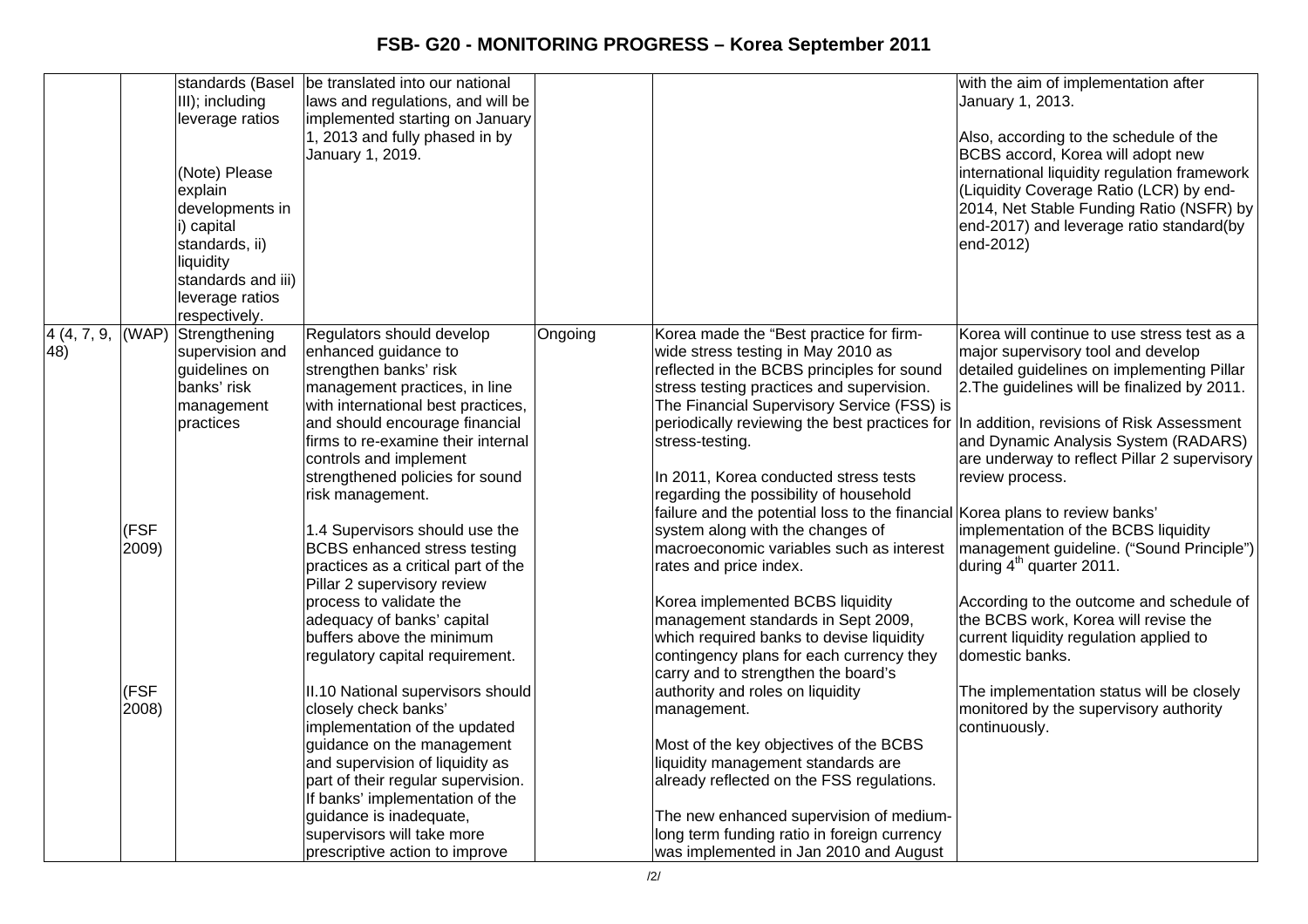| | | | | | | |
|---|---|---|---|---|---|---|
| | | standards (Basel III); including leverage ratios<br><br>(Note) Please explain developments in i) capital standards, ii) liquidity standards and iii) leverage ratios respectively. | be translated into our national laws and regulations, and will be implemented starting on January 1, 2013 and fully phased in by January 1, 2019. | | | with the aim of implementation after January 1, 2013.<br><br>Also, according to the schedule of the BCBS accord, Korea will adopt new international liquidity regulation framework (Liquidity Coverage Ratio (LCR) by end-2014, Net Stable Funding Ratio (NSFR) by end-2017) and leverage ratio standard(by end-2012) |
| 4 (4, 7, 9, 48) | (WAP)<br><br><br><br><br><br>(FSF 2009)<br><br><br><br><br><br><br>(FSF 2008) | Strengthening supervision and guidelines on banks' risk management practices | Regulators should develop enhanced guidance to strengthen banks' risk management practices, in line with international best practices, and should encourage financial firms to re-examine their internal controls and implement strengthened policies for sound risk management.<br><br>1.4 Supervisors should use the BCBS enhanced stress testing practices as a critical part of the Pillar 2 supervisory review process to validate the adequacy of banks' capital buffers above the minimum regulatory capital requirement.<br><br>II.10 National supervisors should closely check banks' implementation of the updated guidance on the management and supervision of liquidity as part of their regular supervision. If banks' implementation of the guidance is inadequate, supervisors will take more prescriptive action to improve | Ongoing | Korea made the "Best practice for firm-wide stress testing in May 2010 as reflected in the BCBS principles for sound stress testing practices and supervision. The Financial Supervisory Service (FSS) is periodically reviewing the best practices for stress-testing.<br><br>In 2011, Korea conducted stress tests regarding the possibility of household failure and the potential loss to the financial system along with the changes of macroeconomic variables such as interest rates and price index.<br><br>Korea implemented BCBS liquidity management standards in Sept 2009, which required banks to devise liquidity contingency plans for each currency they carry and to strengthen the board's authority and roles on liquidity management.<br><br>Most of the key objectives of the BCBS liquidity management standards are already reflected on the FSS regulations.<br><br>The new enhanced supervision of medium-long term funding ratio in foreign currency was implemented in Jan 2010 and August | Korea will continue to use stress test as a major supervisory tool and develop detailed guidelines on implementing Pillar 2.The guidelines will be finalized by 2011.<br><br>In addition, revisions of Risk Assessment and Dynamic Analysis System (RADARS) are underway to reflect Pillar 2 supervisory review process.<br><br>Korea plans to review banks' implementation of the BCBS liquidity management guideline. ("Sound Principle") during 4th quarter 2011.<br><br>According to the outcome and schedule of the BCBS work, Korea will revise the current liquidity regulation applied to domestic banks.<br><br>The implementation status will be closely monitored by the supervisory authority continuously. |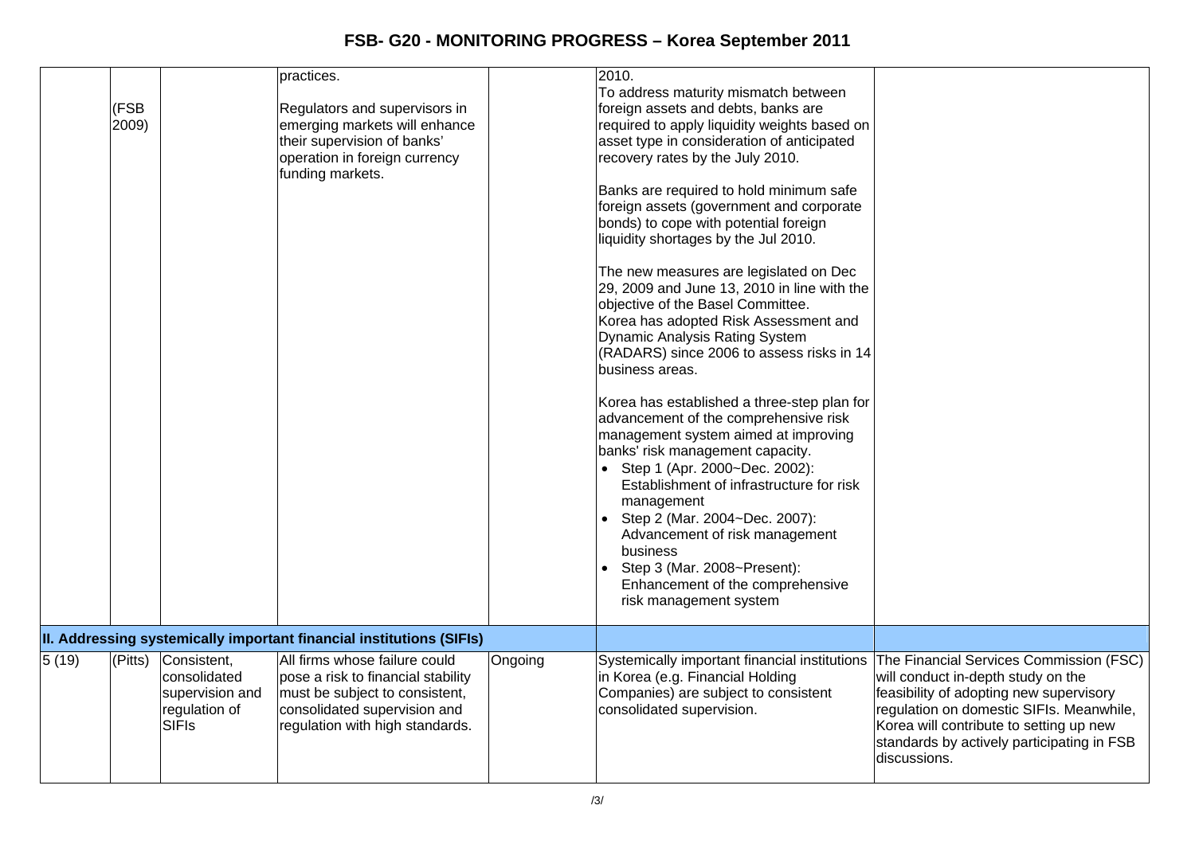| | | | | | | |
|---|---|---|---|---|---|---|
| | (FSB 2009) | | practices.<br><br>Regulators and supervisors in emerging markets will enhance their supervision of banks' operation in foreign currency funding markets. | | 2010.<br>To address maturity mismatch between foreign assets and debts, banks are required to apply liquidity weights based on asset type in consideration of anticipated recovery rates by the July 2010.<br><br>Banks are required to hold minimum safe foreign assets (government and corporate bonds) to cope with potential foreign liquidity shortages by the Jul 2010.<br><br>The new measures are legislated on Dec 29, 2009 and June 13, 2010 in line with the objective of the Basel Committee.<br>Korea has adopted Risk Assessment and Dynamic Analysis Rating System (RADARS) since 2006 to assess risks in 14 business areas.<br><br>Korea has established a three-step plan for advancement of the comprehensive risk management system aimed at improving banks' risk management capacity.<br>• Step 1 (Apr. 2000~Dec. 2002): Establishment of infrastructure for risk management<br>• Step 2 (Mar. 2004~Dec. 2007): Advancement of risk management business<br>• Step 3 (Mar. 2008~Present): Enhancement of the comprehensive risk management system | |
| **II. Addressing systemically important financial institutions (SIFIs)** | | | | | | |
| 5 (19) | (Pitts) | Consistent, consolidated supervision and regulation of SIFIs | All firms whose failure could pose a risk to financial stability must be subject to consistent, consolidated supervision and regulation with high standards. | Ongoing | Systemically important financial institutions in Korea (e.g. Financial Holding Companies) are subject to consistent consolidated supervision. | The Financial Services Commission (FSC) will conduct in-depth study on the feasibility of adopting new supervisory regulation on domestic SIFIs. Meanwhile, Korea will contribute to setting up new standards by actively participating in FSB discussions. |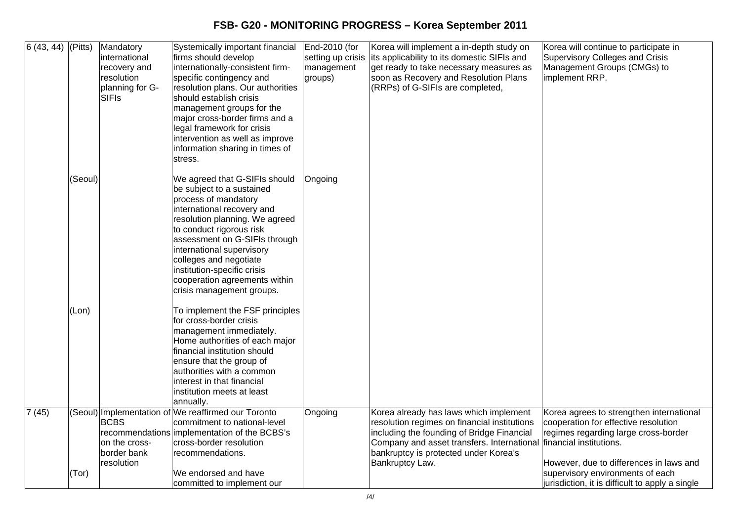# FSB- G20 - MONITORING PROGRESS – Korea September 2011

| | | | | | | |
|---|---|---|---|---|---|---|
| 6 (43, 44) | (Pitts) | Mandatory international recovery and resolution planning for G-SIFIs | Systemically important financial firms should develop internationally-consistent firm-specific contingency and resolution plans. Our authorities should establish crisis management groups for the major cross-border firms and a legal framework for crisis intervention as well as improve information sharing in times of stress. | End-2010 (for setting up crisis management groups) | Korea will implement a in-depth study on its applicability to its domestic SIFIs and get ready to take necessary measures as soon as Recovery and Resolution Plans (RRPs) of G-SIFIs are completed, | Korea will continue to participate in Supervisory Colleges and Crisis Management Groups (CMGs) to implement RRP. |
| | (Seoul) | | We agreed that G-SIFIs should be subject to a sustained process of mandatory international recovery and resolution planning. We agreed to conduct rigorous risk assessment on G-SIFIs through international supervisory colleges and negotiate institution-specific crisis cooperation agreements within crisis management groups. | Ongoing | | |
| | (Lon) | | To implement the FSF principles for cross-border crisis management immediately. Home authorities of each major financial institution should ensure that the group of authorities with a common interest in that financial institution meets at least annually. | | | |
| 7 (45) | (Seoul) | Implementation of BCBS recommendations on the cross-border bank resolution | We reaffirmed our Toronto commitment to national-level implementation of the BCBS's cross-border resolution recommendations. | Ongoing | Korea already has laws which implement resolution regimes on financial institutions including the founding of Bridge Financial Company and asset transfers. International bankruptcy is protected under Korea's Bankruptcy Law. | Korea agrees to strengthen international cooperation for effective resolution regimes regarding large cross-border financial institutions.<br><br>However, due to differences in laws and supervisory environments of each jurisdiction, it is difficult to apply a single |
| | (Tor) | | We endorsed and have committed to implement our | | | |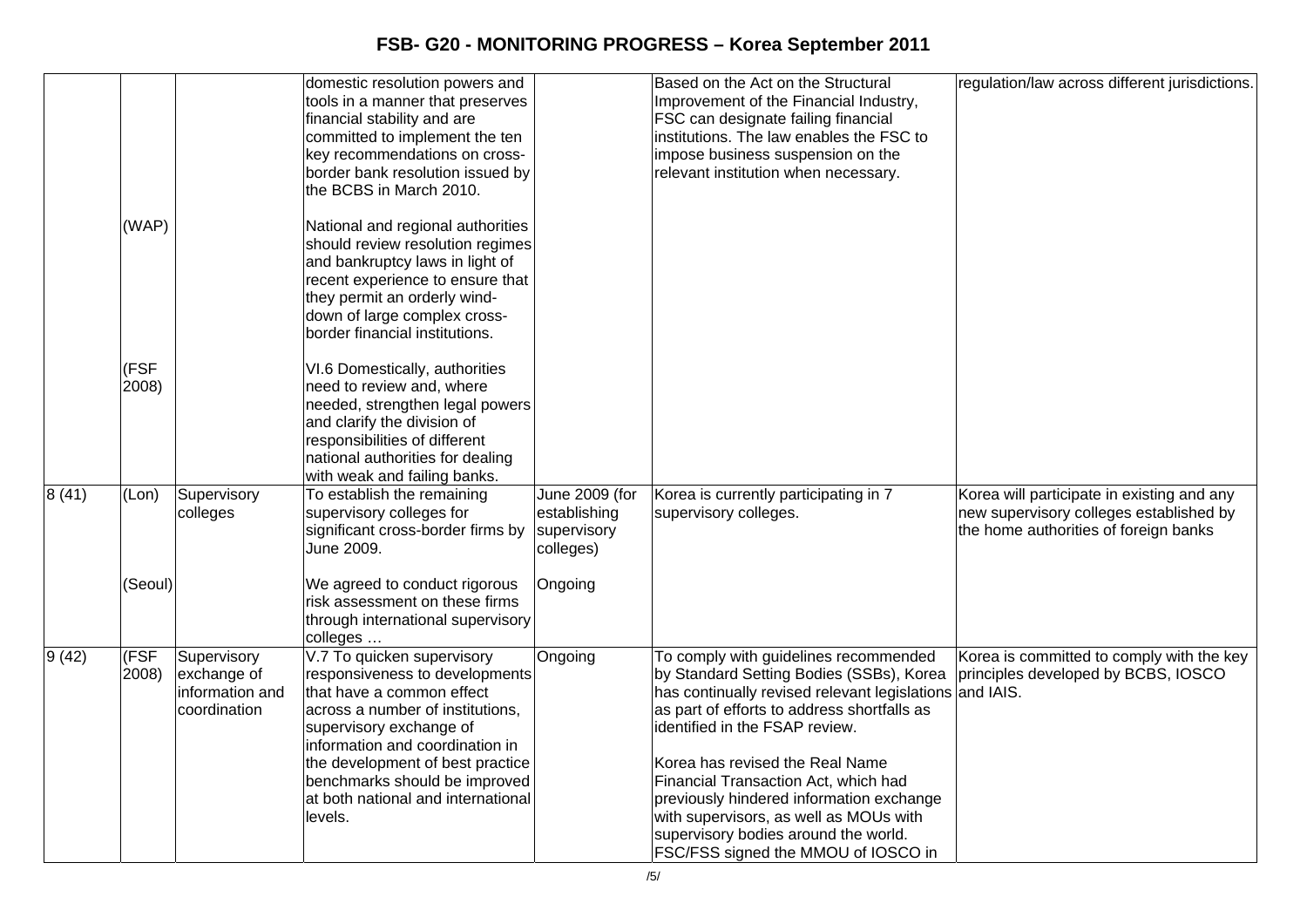# FSB- G20 - MONITORING PROGRESS – Korea September 2011

| | | | | | | |
|---|---|---|---|---|---|---|
| | | | domestic resolution powers and tools in a manner that preserves financial stability and are committed to implement the ten key recommendations on cross-border bank resolution issued by the BCBS in March 2010. | | Based on the Act on the Structural Improvement of the Financial Industry, FSC can designate failing financial institutions. The law enables the FSC to impose business suspension on the relevant institution when necessary. | regulation/law across different jurisdictions. |
| | (WAP) | | National and regional authorities should review resolution regimes and bankruptcy laws in light of recent experience to ensure that they permit an orderly wind-down of large complex cross-border financial institutions. | | | |
| | (FSF 2008) | | VI.6 Domestically, authorities need to review and, where needed, strengthen legal powers and clarify the division of responsibilities of different national authorities for dealing with weak and failing banks. | | | |
| 8 (41) | (Lon) | Supervisory colleges | To establish the remaining supervisory colleges for significant cross-border firms by June 2009. | June 2009 (for establishing supervisory colleges) | Korea is currently participating in 7 supervisory colleges. | Korea will participate in existing and any new supervisory colleges established by the home authorities of foreign banks |
| | (Seoul) | | We agreed to conduct rigorous risk assessment on these firms through international supervisory colleges … | Ongoing | | |
| 9 (42) | (FSF 2008) | Supervisory exchange of information and coordination | V.7 To quicken supervisory responsiveness to developments that have a common effect across a number of institutions, supervisory exchange of information and coordination in the development of best practice benchmarks should be improved at both national and international levels. | Ongoing | To comply with guidelines recommended by Standard Setting Bodies (SSBs), Korea has continually revised relevant legislations as part of efforts to address shortfalls as identified in the FSAP review.<br><br>Korea has revised the Real Name Financial Transaction Act, which had previously hindered information exchange with supervisors, as well as MOUs with supervisory bodies around the world. FSC/FSS signed the MMOU of IOSCO in | Korea is committed to comply with the key principles developed by BCBS, IOSCO and IAIS. |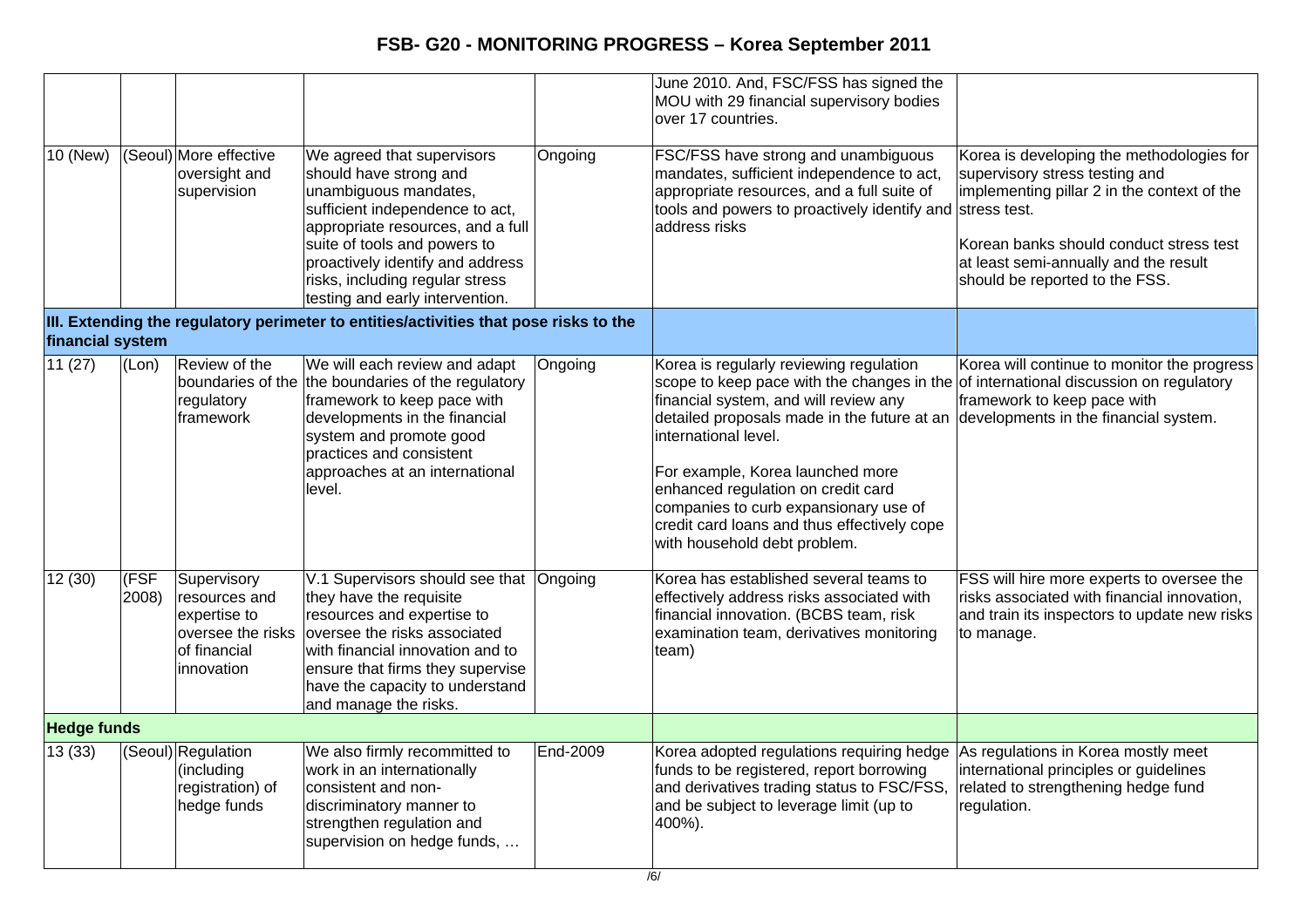# FSB- G20 - MONITORING PROGRESS – Korea September 2011

| | | | | | | |
|---|---|---|---|---|---|---|
| | | | | | June 2010. And, FSC/FSS has signed the MOU with 29 financial supervisory bodies over 17 countries. | |
| 10 (New) | (Seoul) | More effective oversight and supervision | We agreed that supervisors should have strong and unambiguous mandates, sufficient independence to act, appropriate resources, and a full suite of tools and powers to proactively identify and address risks, including regular stress testing and early intervention. | Ongoing | FSC/FSS have strong and unambiguous mandates, sufficient independence to act, appropriate resources, and a full suite of tools and powers to proactively identify and address risks | Korea is developing the methodologies for supervisory stress testing and implementing pillar 2 in the context of the stress test.<br><br>Korean banks should conduct stress test at least semi-annually and the result should be reported to the FSS. |
| **III. Extending the regulatory perimeter to entities/activities that pose risks to the financial system** | | | | | | |
| 11 (27) | (Lon) | Review of the boundaries of the regulatory framework | We will each review and adapt the boundaries of the regulatory framework to keep pace with developments in the financial system and promote good practices and consistent approaches at an international level. | Ongoing | Korea is regularly reviewing regulation scope to keep pace with the changes in the financial system, and will review any detailed proposals made in the future at an international level.<br><br>For example, Korea launched more enhanced regulation on credit card companies to curb expansionary use of credit card loans and thus effectively cope with household debt problem. | Korea will continue to monitor the progress of international discussion on regulatory framework to keep pace with developments in the financial system. |
| 12 (30) | (FSF 2008) | Supervisory resources and expertise to oversee the risks of financial innovation | V.1 Supervisors should see that they have the requisite resources and expertise to oversee the risks associated with financial innovation and to ensure that firms they supervise have the capacity to understand and manage the risks. | Ongoing | Korea has established several teams to effectively address risks associated with financial innovation. (BCBS team, risk examination team, derivatives monitoring team) | FSS will hire more experts to oversee the risks associated with financial innovation, and train its inspectors to update new risks to manage. |
| **Hedge funds** | | | | | | |
| 13 (33) | (Seoul) | Regulation (including registration) of hedge funds | We also firmly recommitted to work in an internationally consistent and non-discriminatory manner to strengthen regulation and supervision on hedge funds, … | End-2009 | Korea adopted regulations requiring hedge funds to be registered, report borrowing and derivatives trading status to FSC/FSS, and be subject to leverage limit (up to 400%). | As regulations in Korea mostly meet international principles or guidelines related to strengthening hedge fund regulation. |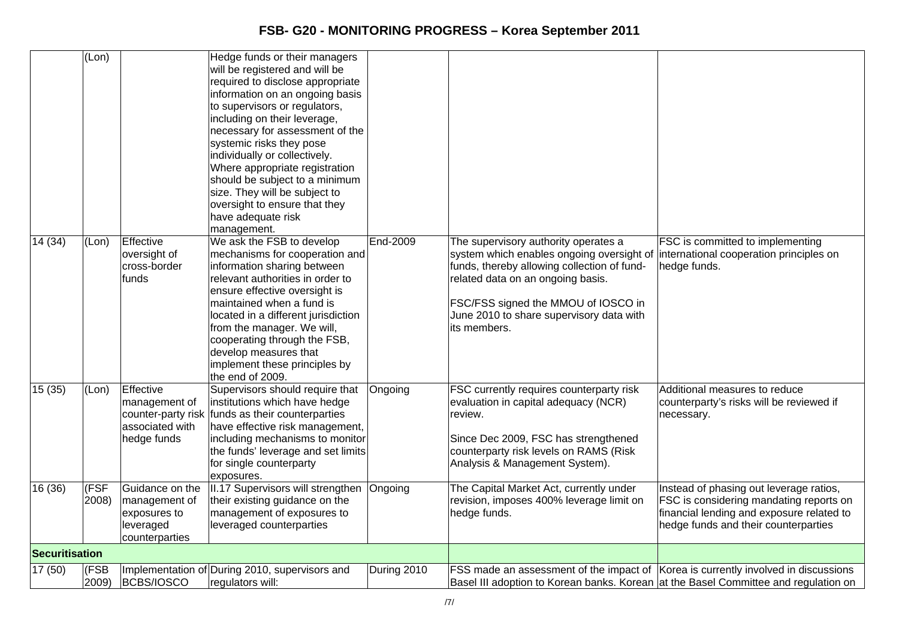| | (Lon) | | Hedge funds or their managers will be registered and will be required to disclose appropriate information on an ongoing basis to supervisors or regulators, including on their leverage, necessary for assessment of the systemic risks they pose individually or collectively. Where appropriate registration should be subject to a minimum size. They will be subject to oversight to ensure that they have adequate risk management. | | | |
|---|---|---|---|---|---|---|
| 14 (34) | (Lon) | Effective oversight of cross-border funds | We ask the FSB to develop mechanisms for cooperation and information sharing between relevant authorities in order to ensure effective oversight is maintained when a fund is located in a different jurisdiction from the manager. We will, cooperating through the FSB, develop measures that implement these principles by the end of 2009. | End-2009 | The supervisory authority operates a system which enables ongoing oversight of funds, thereby allowing collection of fund-related data on an ongoing basis.<br><br>FSC/FSS signed the MMOU of IOSCO in June 2010 to share supervisory data with its members. | FSC is committed to implementing international cooperation principles on hedge funds. |
| 15 (35) | (Lon) | Effective management of counter-party risk associated with hedge funds | Supervisors should require that institutions which have hedge funds as their counterparties have effective risk management, including mechanisms to monitor the funds' leverage and set limits for single counterparty exposures. | Ongoing | FSC currently requires counterparty risk evaluation in capital adequacy (NCR) review.<br><br>Since Dec 2009, FSC has strengthened counterparty risk levels on RAMS (Risk Analysis & Management System). | Additional measures to reduce counterparty's risks will be reviewed if necessary. |
| 16 (36) | (FSF 2008) | Guidance on the management of exposures to leveraged counterparties | II.17 Supervisors will strengthen their existing guidance on the management of exposures to leveraged counterparties | Ongoing | The Capital Market Act, currently under revision, imposes 400% leverage limit on hedge funds. | Instead of phasing out leverage ratios, FSC is considering mandating reports on financial lending and exposure related to hedge funds and their counterparties |
| **Securitisation** | | | | | | |
| 17 (50) | (FSB 2009) | Implementation of BCBS/IOSCO | During 2010, supervisors and regulators will: | During 2010 | FSS made an assessment of the impact of Basel III adoption to Korean banks. Korean | Korea is currently involved in discussions at the Basel Committee and regulation on |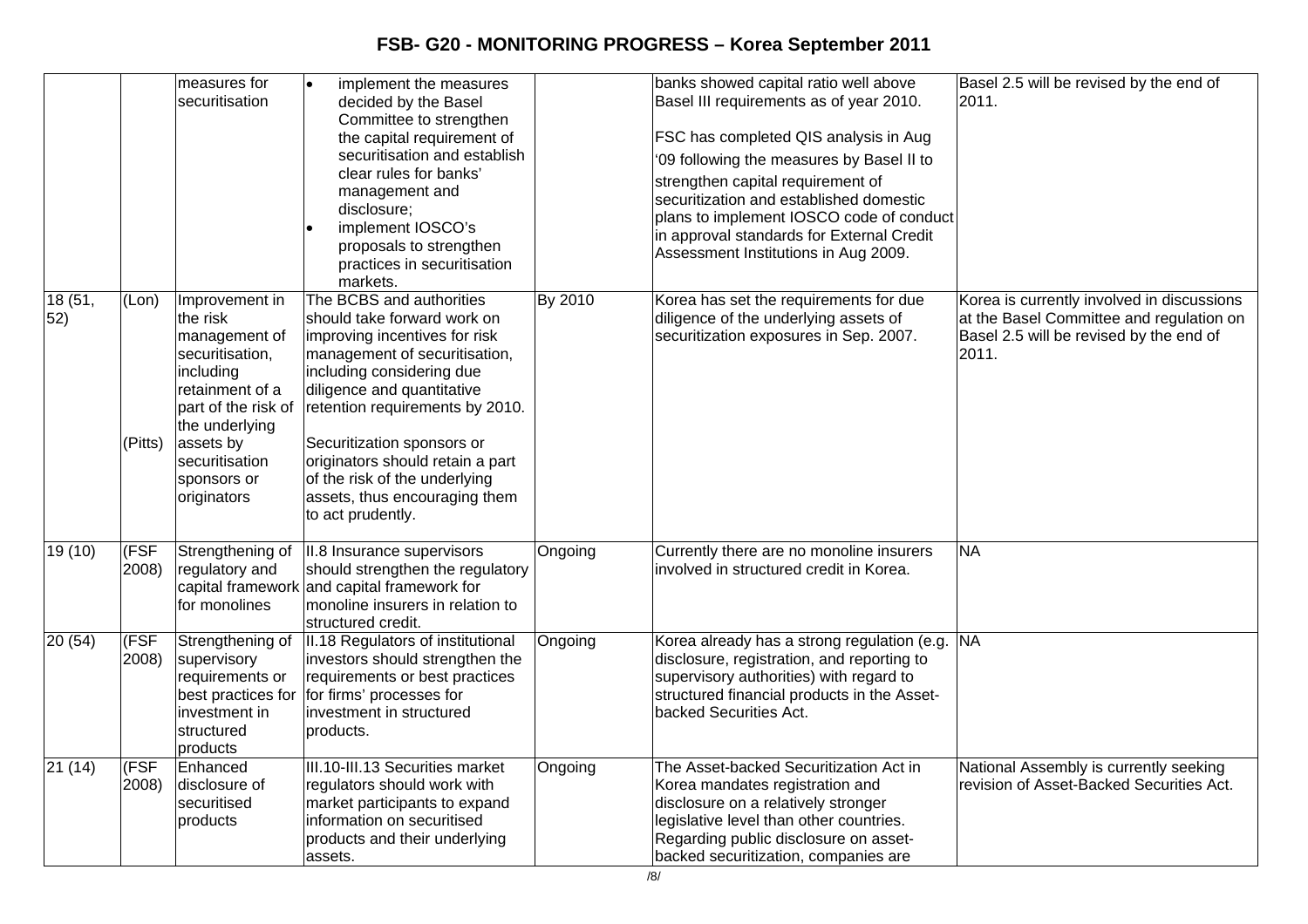| | | measures for securitisation | • implement the measures decided by the Basel Committee to strengthen the capital requirement of securitisation and establish clear rules for banks' management and disclosure;<br>• implement IOSCO's proposals to strengthen practices in securitisation markets. | | banks showed capital ratio well above Basel III requirements as of year 2010.<br><br>FSC has completed QIS analysis in Aug '09 following the measures by Basel II to strengthen capital requirement of securitization and established domestic plans to implement IOSCO code of conduct in approval standards for External Credit Assessment Institutions in Aug 2009. | Basel 2.5 will be revised by the end of 2011. |
|---|---|---|---|---|---|---|
| 18 (51, 52) | (Lon)<br><br>(Pitts) | Improvement in the risk management of securitisation, including retainment of a part of the risk of the underlying assets by securitisation sponsors or originators | The BCBS and authorities should take forward work on improving incentives for risk management of securitisation, including considering due diligence and quantitative retention requirements by 2010.<br><br>Securitization sponsors or originators should retain a part of the risk of the underlying assets, thus encouraging them to act prudently. | By 2010 | Korea has set the requirements for due diligence of the underlying assets of securitization exposures in Sep. 2007. | Korea is currently involved in discussions at the Basel Committee and regulation on Basel 2.5 will be revised by the end of 2011. |
| 19 (10) | (FSF 2008) | Strengthening of regulatory and capital framework for monolines | II.8 Insurance supervisors should strengthen the regulatory and capital framework for monoline insurers in relation to structured credit. | Ongoing | Currently there are no monoline insurers involved in structured credit in Korea. | NA |
| 20 (54) | (FSF 2008) | Strengthening of supervisory requirements or best practices for investment in structured products | II.18 Regulators of institutional investors should strengthen the requirements or best practices for firms' processes for investment in structured products. | Ongoing | Korea already has a strong regulation (e.g. disclosure, registration, and reporting to supervisory authorities) with regard to structured financial products in the Asset-backed Securities Act. | NA |
| 21 (14) | (FSF 2008) | Enhanced disclosure of securitised products | III.10-III.13 Securities market regulators should work with market participants to expand information on securitised products and their underlying assets. | Ongoing | The Asset-backed Securitization Act in Korea mandates registration and disclosure on a relatively stronger legislative level than other countries. Regarding public disclosure on asset-backed securitization, companies are | National Assembly is currently seeking revision of Asset-Backed Securities Act. |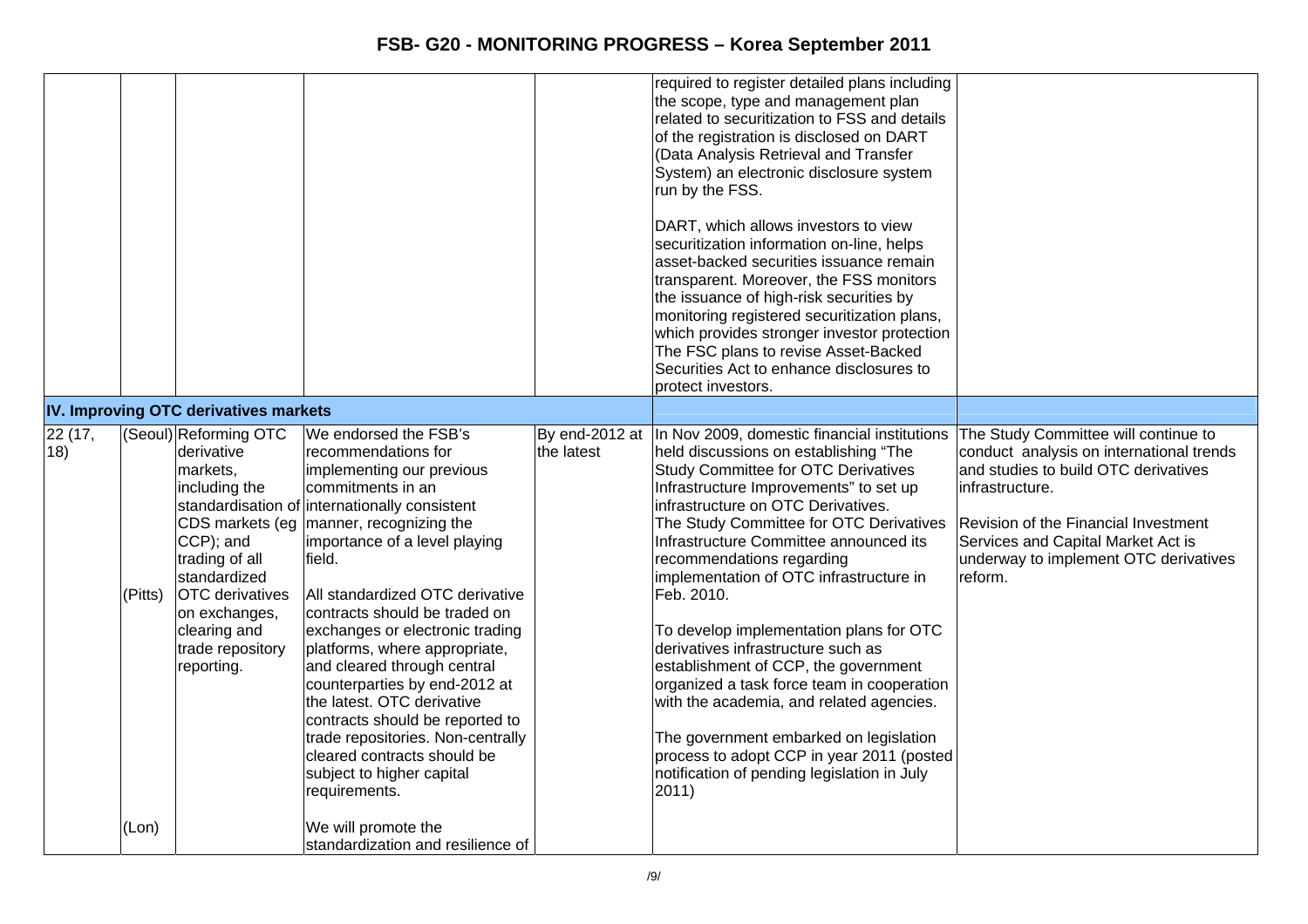| | | | | | | |
|---|---|---|---|---|---|---|
| | | | | | required to register detailed plans including the scope, type and management plan related to securitization to FSS and details of the registration is disclosed on DART (Data Analysis Retrieval and Transfer System) an electronic disclosure system run by the FSS.<br><br>DART, which allows investors to view securitization information on-line, helps asset-backed securities issuance remain transparent. Moreover, the FSS monitors the issuance of high-risk securities by monitoring registered securitization plans, which provides stronger investor protection The FSC plans to revise Asset-Backed Securities Act to enhance disclosures to protect investors. | |
| **IV. Improving OTC derivatives markets** | | | | | | |
| 22 (17, 18) | (Seoul)<br><br><br><br><br><br><br>(Pitts)<br><br><br><br><br><br><br><br><br><br><br><br>(Lon) | Reforming OTC derivative markets, including the standardisation of CDS markets (eg CCP); and trading of all standardized OTC derivatives on exchanges, clearing and trade repository reporting. | We endorsed the FSB's recommendations for implementing our previous commitments in an internationally consistent manner, recognizing the importance of a level playing field.<br><br>All standardized OTC derivative contracts should be traded on exchanges or electronic trading platforms, where appropriate, and cleared through central counterparties by end-2012 at the latest. OTC derivative contracts should be reported to trade repositories. Non-centrally cleared contracts should be subject to higher capital requirements.<br><br>We will promote the standardization and resilience of | By end-2012 at the latest | In Nov 2009, domestic financial institutions held discussions on establishing "The Study Committee for OTC Derivatives Infrastructure Improvements" to set up infrastructure on OTC Derivatives.<br>The Study Committee for OTC Derivatives Infrastructure Committee announced its recommendations regarding implementation of OTC infrastructure in Feb. 2010.<br><br>To develop implementation plans for OTC derivatives infrastructure such as establishment of CCP, the government organized a task force team in cooperation with the academia, and related agencies.<br><br>The government embarked on legislation process to adopt CCP in year 2011 (posted notification of pending legislation in July 2011) | The Study Committee will continue to conduct analysis on international trends and studies to build OTC derivatives infrastructure.<br><br>Revision of the Financial Investment Services and Capital Market Act is underway to implement OTC derivatives reform. |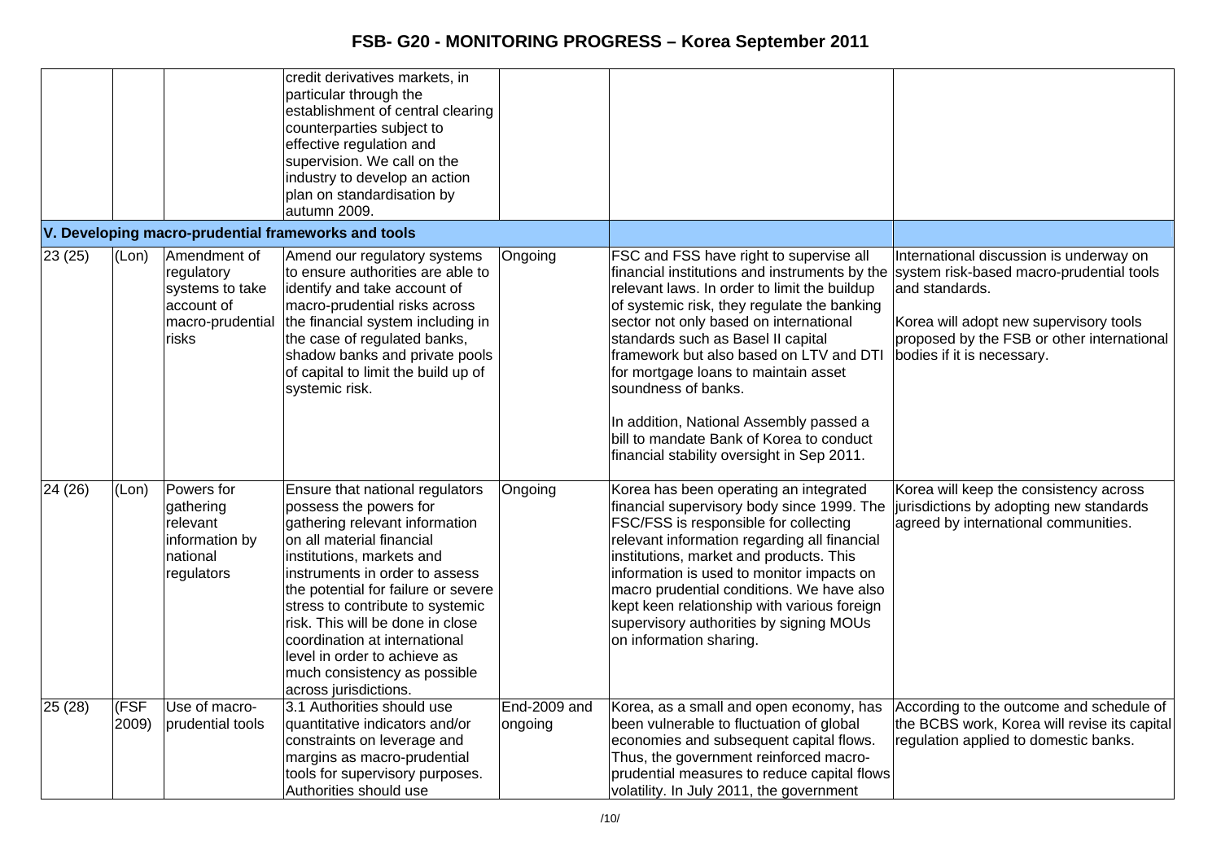| | | | | | | |
|---|---|---|---|---|---|---|
| | | | credit derivatives markets, in particular through the establishment of central clearing counterparties subject to effective regulation and supervision. We call on the industry to develop an action plan on standardisation by autumn 2009. | | | |
| **V. Developing macro-prudential frameworks and tools** | | | | | | |
| 23 (25) | (Lon) | Amendment of regulatory systems to take account of macro-prudential risks | Amend our regulatory systems to ensure authorities are able to identify and take account of macro-prudential risks across the financial system including in the case of regulated banks, shadow banks and private pools of capital to limit the build up of systemic risk. | Ongoing | FSC and FSS have right to supervise all financial institutions and instruments by the relevant laws. In order to limit the buildup of systemic risk, they regulate the banking sector not only based on international standards such as Basel II capital framework but also based on LTV and DTI for mortgage loans to maintain asset soundness of banks.<br><br>In addition, National Assembly passed a bill to mandate Bank of Korea to conduct financial stability oversight in Sep 2011. | International discussion is underway on system risk-based macro-prudential tools and standards.<br><br>Korea will adopt new supervisory tools proposed by the FSB or other international bodies if it is necessary. |
| 24 (26) | (Lon) | Powers for gathering relevant information by national regulators | Ensure that national regulators possess the powers for gathering relevant information on all material financial institutions, markets and instruments in order to assess the potential for failure or severe stress to contribute to systemic risk. This will be done in close coordination at international level in order to achieve as much consistency as possible across jurisdictions. | Ongoing | Korea has been operating an integrated financial supervisory body since 1999. The FSC/FSS is responsible for collecting relevant information regarding all financial institutions, market and products. This information is used to monitor impacts on macro prudential conditions. We have also kept keen relationship with various foreign supervisory authorities by signing MOUs on information sharing. | Korea will keep the consistency across jurisdictions by adopting new standards agreed by international communities. |
| 25 (28) | (FSF 2009) | Use of macro-prudential tools | 3.1 Authorities should use quantitative indicators and/or constraints on leverage and margins as macro-prudential tools for supervisory purposes. Authorities should use | End-2009 and ongoing | Korea, as a small and open economy, has been vulnerable to fluctuation of global economies and subsequent capital flows. Thus, the government reinforced macro-prudential measures to reduce capital flows volatility. In July 2011, the government | According to the outcome and schedule of the BCBS work, Korea will revise its capital regulation applied to domestic banks. |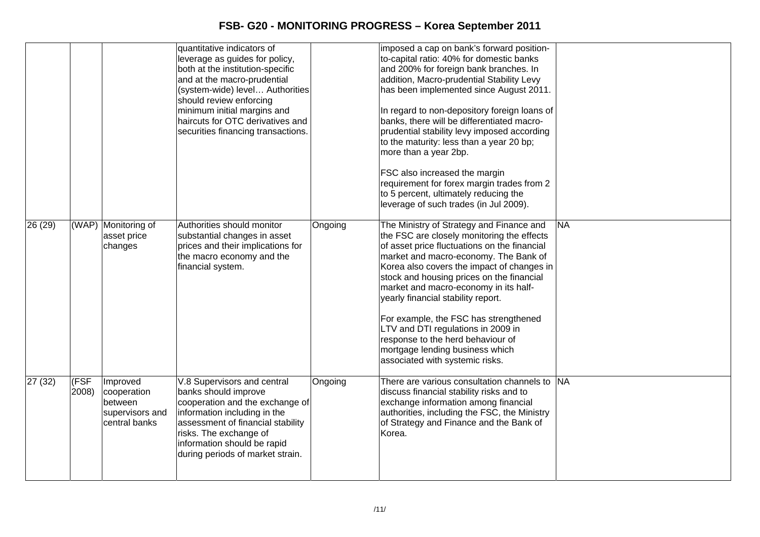| | | | | | | |
|---|---|---|---|---|---|---|
| | | | quantitative indicators of leverage as guides for policy, both at the institution-specific and at the macro-prudential (system-wide) level… Authorities should review enforcing minimum initial margins and haircuts for OTC derivatives and securities financing transactions. | | imposed a cap on bank's forward position-to-capital ratio: 40% for domestic banks and 200% for foreign bank branches. In addition, Macro-prudential Stability Levy has been implemented since August 2011.<br><br>In regard to non-depository foreign loans of banks, there will be differentiated macro-prudential stability levy imposed according to the maturity: less than a year 20 bp; more than a year 2bp.<br><br>FSC also increased the margin requirement for forex margin trades from 2 to 5 percent, ultimately reducing the leverage of such trades (in Jul 2009). | |
| 26 (29) | (WAP) | Monitoring of asset price changes | Authorities should monitor substantial changes in asset prices and their implications for the macro economy and the financial system. | Ongoing | The Ministry of Strategy and Finance and the FSC are closely monitoring the effects of asset price fluctuations on the financial market and macro-economy. The Bank of Korea also covers the impact of changes in stock and housing prices on the financial market and macro-economy in its half-yearly financial stability report.<br><br>For example, the FSC has strengthened LTV and DTI regulations in 2009 in response to the herd behaviour of mortgage lending business which associated with systemic risks. | NA |
| 27 (32) | (FSF 2008) | Improved cooperation between supervisors and central banks | V.8 Supervisors and central banks should improve cooperation and the exchange of information including in the assessment of financial stability risks. The exchange of information should be rapid during periods of market strain. | Ongoing | There are various consultation channels to discuss financial stability risks and to exchange information among financial authorities, including the FSC, the Ministry of Strategy and Finance and the Bank of Korea. | NA |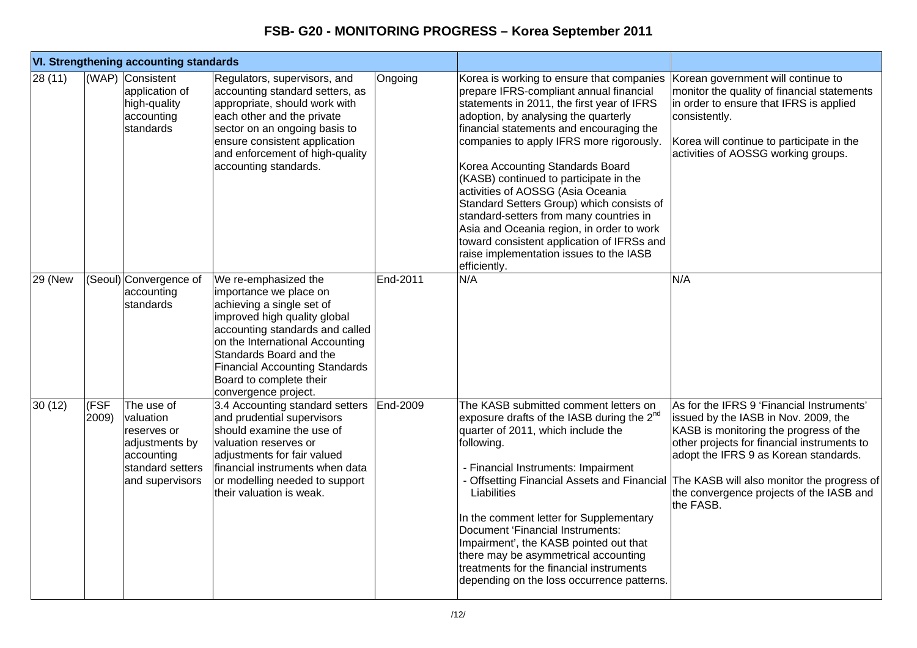| VI. Strengthening accounting standards | | | | | | |
|---|---|---|---|---|---|---|
| 28 (11) | (WAP) | Consistent application of high-quality accounting standards | Regulators, supervisors, and accounting standard setters, as appropriate, should work with each other and the private sector on an ongoing basis to ensure consistent application and enforcement of high-quality accounting standards. | Ongoing | Korea is working to ensure that companies prepare IFRS-compliant annual financial statements in 2011, the first year of IFRS adoption, by analysing the quarterly financial statements and encouraging the companies to apply IFRS more rigorously.<br><br>Korea Accounting Standards Board (KASB) continued to participate in the activities of AOSSG (Asia Oceania Standard Setters Group) which consists of standard-setters from many countries in Asia and Oceania region, in order to work toward consistent application of IFRSs and raise implementation issues to the IASB efficiently. | Korean government will continue to monitor the quality of financial statements in order to ensure that IFRS is applied consistently.<br><br>Korea will continue to participate in the activities of AOSSG working groups. |
| 29 (New | (Seoul) | Convergence of accounting standards | We re-emphasized the importance we place on achieving a single set of improved high quality global accounting standards and called on the International Accounting Standards Board and the Financial Accounting Standards Board to complete their convergence project. | End-2011 | N/A | N/A |
| 30 (12) | (FSF 2009) | The use of valuation reserves or adjustments by accounting standard setters and supervisors | 3.4 Accounting standard setters and prudential supervisors should examine the use of valuation reserves or adjustments for fair valued financial instruments when data or modelling needed to support their valuation is weak. | End-2009 | The KASB submitted comment letters on exposure drafts of the IASB during the 2nd quarter of 2011, which include the following.<br><br>- Financial Instruments: Impairment<br>- Offsetting Financial Assets and Financial Liabilities<br><br>In the comment letter for Supplementary Document 'Financial Instruments: Impairment', the KASB pointed out that there may be asymmetrical accounting treatments for the financial instruments depending on the loss occurrence patterns. | As for the IFRS 9 'Financial Instruments' issued by the IASB in Nov. 2009, the KASB is monitoring the progress of the other projects for financial instruments to adopt the IFRS 9 as Korean standards.<br><br>The KASB will also monitor the progress of the convergence projects of the IASB and the FASB. |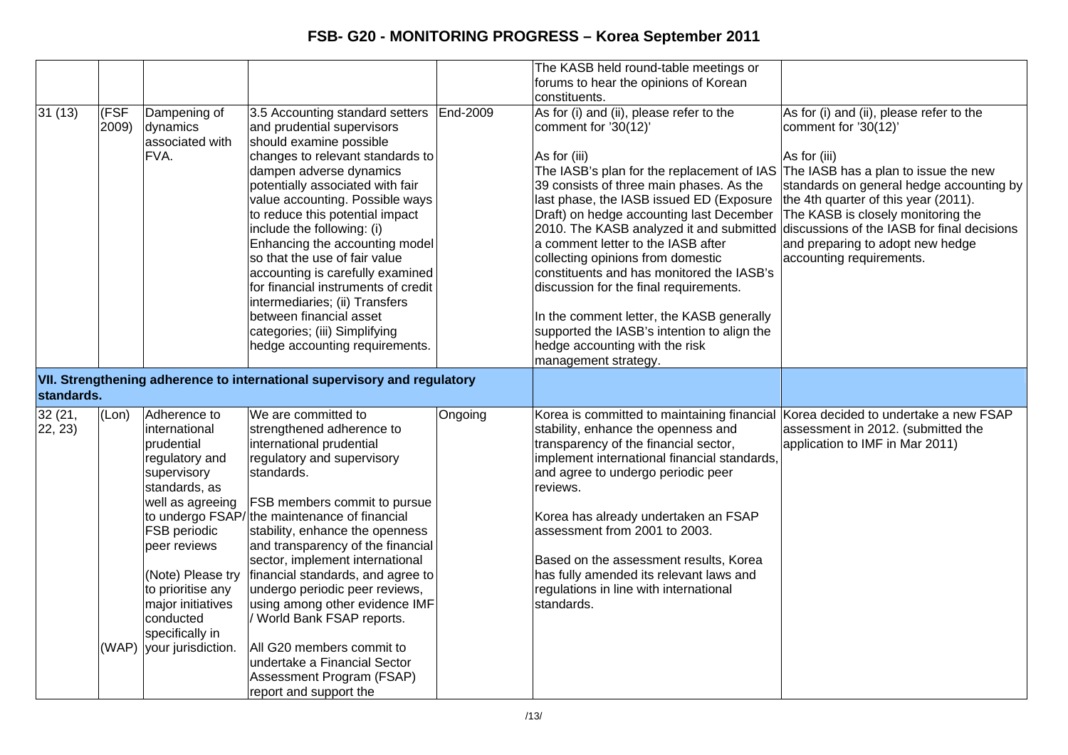| | | | | | | |
|---|---|---|---|---|---|---|
| | | | | | The KASB held round-table meetings or forums to hear the opinions of Korean constituents. | |
| 31 (13) | (FSF 2009) | Dampening of dynamics associated with FVA. | 3.5 Accounting standard setters and prudential supervisors should examine possible changes to relevant standards to dampen adverse dynamics potentially associated with fair value accounting. Possible ways to reduce this potential impact include the following: (i) Enhancing the accounting model so that the use of fair value accounting is carefully examined for financial instruments of credit intermediaries; (ii) Transfers between financial asset categories; (iii) Simplifying hedge accounting requirements. | End-2009 | As for (i) and (ii), please refer to the comment for '30(12)'<br><br>As for (iii)<br>The IASB's plan for the replacement of IAS 39 consists of three main phases. As the last phase, the IASB issued ED (Exposure Draft) on hedge accounting last December 2010. The KASB analyzed it and submitted a comment letter to the IASB after collecting opinions from domestic constituents and has monitored the IASB's discussion for the final requirements.<br><br>In the comment letter, the KASB generally supported the IASB's intention to align the hedge accounting with the risk management strategy. | As for (i) and (ii), please refer to the comment for '30(12)'<br><br>As for (iii)<br>The IASB has a plan to issue the new standards on general hedge accounting by the 4th quarter of this year (2011). The KASB is closely monitoring the discussions of the IASB for final decisions and preparing to adopt new hedge accounting requirements. |
| **VII. Strengthening adherence to international supervisory and regulatory standards.** | | | | | | |
| 32 (21, 22, 23) | (Lon)<br><br>(WAP) | Adherence to international prudential regulatory and supervisory standards, as well as agreeing to undergo FSAP/ FSB periodic peer reviews<br><br>(Note) Please try to prioritise any major initiatives conducted specifically in your jurisdiction. | We are committed to strengthened adherence to international prudential regulatory and supervisory standards.<br><br>FSB members commit to pursue the maintenance of financial stability, enhance the openness and transparency of the financial sector, implement international financial standards, and agree to undergo periodic peer reviews, using among other evidence IMF / World Bank FSAP reports.<br><br>All G20 members commit to undertake a Financial Sector Assessment Program (FSAP) report and support the | Ongoing | Korea is committed to maintaining financial stability, enhance the openness and transparency of the financial sector, implement international financial standards, and agree to undergo periodic peer reviews.<br><br>Korea has already undertaken an FSAP assessment from 2001 to 2003.<br><br>Based on the assessment results, Korea has fully amended its relevant laws and regulations in line with international standards. | Korea decided to undertake a new FSAP assessment in 2012. (submitted the application to IMF in Mar 2011) |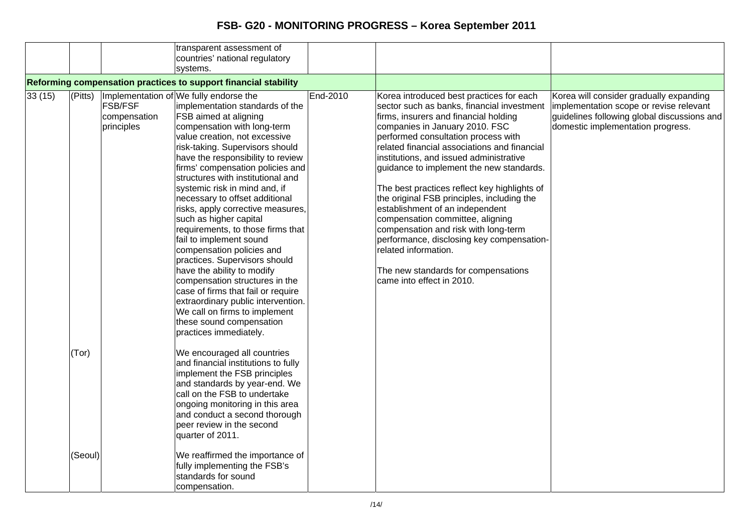| | | | transparent assessment of countries' national regulatory systems. | | | |
|---|---|---|---|---|---|---|
| **Reforming compensation practices to support financial stability** | | | | | | |
| 33 (15) | (Pitts) | Implementation of FSB/FSF compensation principles | We fully endorse the implementation standards of the FSB aimed at aligning compensation with long-term value creation, not excessive risk-taking. Supervisors should have the responsibility to review firms' compensation policies and structures with institutional and systemic risk in mind and, if necessary to offset additional risks, apply corrective measures, such as higher capital requirements, to those firms that fail to implement sound compensation policies and practices. Supervisors should have the ability to modify compensation structures in the case of firms that fail or require extraordinary public intervention. We call on firms to implement these sound compensation practices immediately. | End-2010 | Korea introduced best practices for each sector such as banks, financial investment firms, insurers and financial holding companies in January 2010. FSC performed consultation process with related financial associations and financial institutions, and issued administrative guidance to implement the new standards.<br><br>The best practices reflect key highlights of the original FSB principles, including the establishment of an independent compensation committee, aligning compensation and risk with long-term performance, disclosing key compensation-related information.<br><br>The new standards for compensations came into effect in 2010. | Korea will consider gradually expanding implementation scope or revise relevant guidelines following global discussions and domestic implementation progress. |
| | (Tor) | | We encouraged all countries and financial institutions to fully implement the FSB principles and standards by year-end. We call on the FSB to undertake ongoing monitoring in this area and conduct a second thorough peer review in the second quarter of 2011. | | | |
| | (Seoul) | | We reaffirmed the importance of fully implementing the FSB's standards for sound compensation. | | | |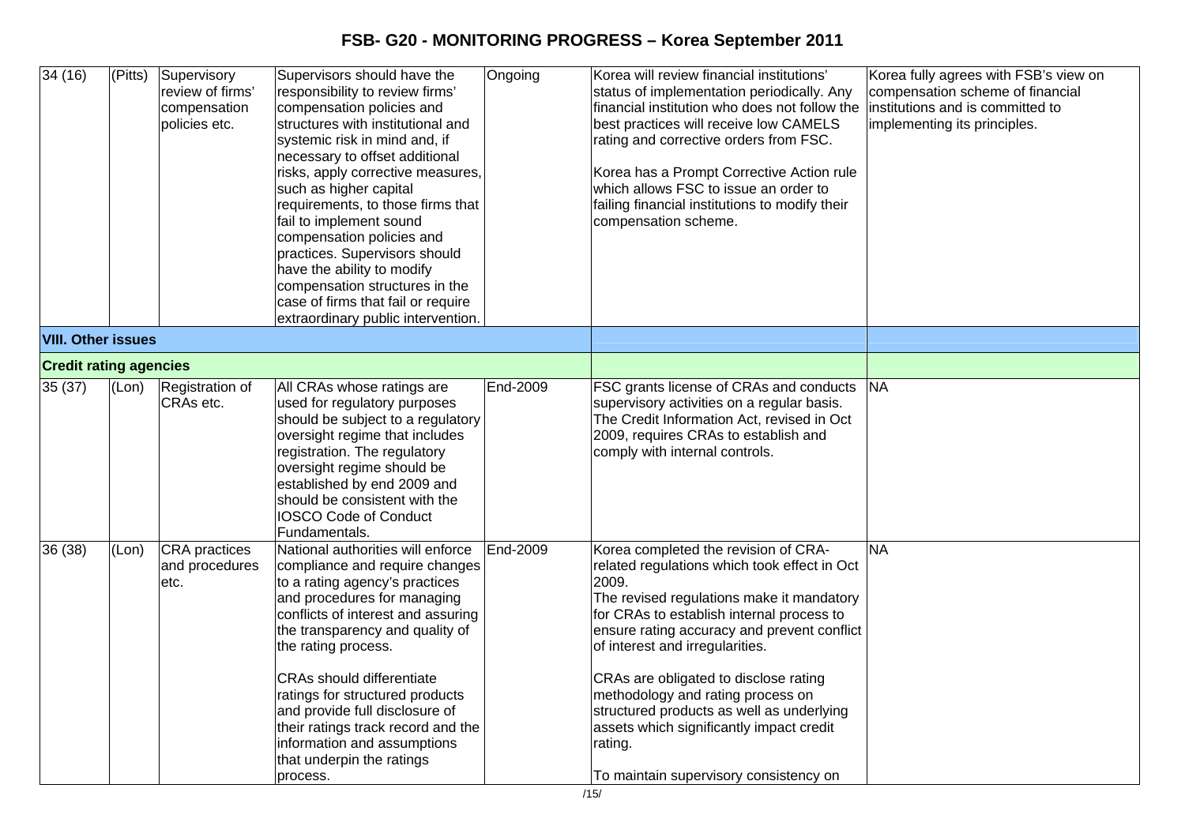# FSB- G20 - MONITORING PROGRESS – Korea September 2011

| | | | | | | |
|---|---|---|---|---|---|---|
| 34 (16) | (Pitts) | Supervisory review of firms' compensation policies etc. | Supervisors should have the responsibility to review firms' compensation policies and structures with institutional and systemic risk in mind and, if necessary to offset additional risks, apply corrective measures, such as higher capital requirements, to those firms that fail to implement sound compensation policies and practices. Supervisors should have the ability to modify compensation structures in the case of firms that fail or require extraordinary public intervention. | Ongoing | Korea will review financial institutions' status of implementation periodically. Any financial institution who does not follow the best practices will receive low CAMELS rating and corrective orders from FSC.<br><br>Korea has a Prompt Corrective Action rule which allows FSC to issue an order to failing financial institutions to modify their compensation scheme. | Korea fully agrees with FSB's view on compensation scheme of financial institutions and is committed to implementing its principles. |
| **VIII. Other issues** | | | | | | |
| **Credit rating agencies** | | | | | | |
| 35 (37) | (Lon) | Registration of CRAs etc. | All CRAs whose ratings are used for regulatory purposes should be subject to a regulatory oversight regime that includes registration. The regulatory oversight regime should be established by end 2009 and should be consistent with the IOSCO Code of Conduct Fundamentals. | End-2009 | FSC grants license of CRAs and conducts supervisory activities on a regular basis. The Credit Information Act, revised in Oct 2009, requires CRAs to establish and comply with internal controls. | NA |
| 36 (38) | (Lon) | CRA practices and procedures etc. | National authorities will enforce compliance and require changes to a rating agency's practices and procedures for managing conflicts of interest and assuring the transparency and quality of the rating process.<br><br>CRAs should differentiate ratings for structured products and provide full disclosure of their ratings track record and the information and assumptions that underpin the ratings process. | End-2009 | Korea completed the revision of CRA-related regulations which took effect in Oct 2009.<br>The revised regulations make it mandatory for CRAs to establish internal process to ensure rating accuracy and prevent conflict of interest and irregularities.<br><br>CRAs are obligated to disclose rating methodology and rating process on structured products as well as underlying assets which significantly impact credit rating.<br><br>To maintain supervisory consistency on | NA |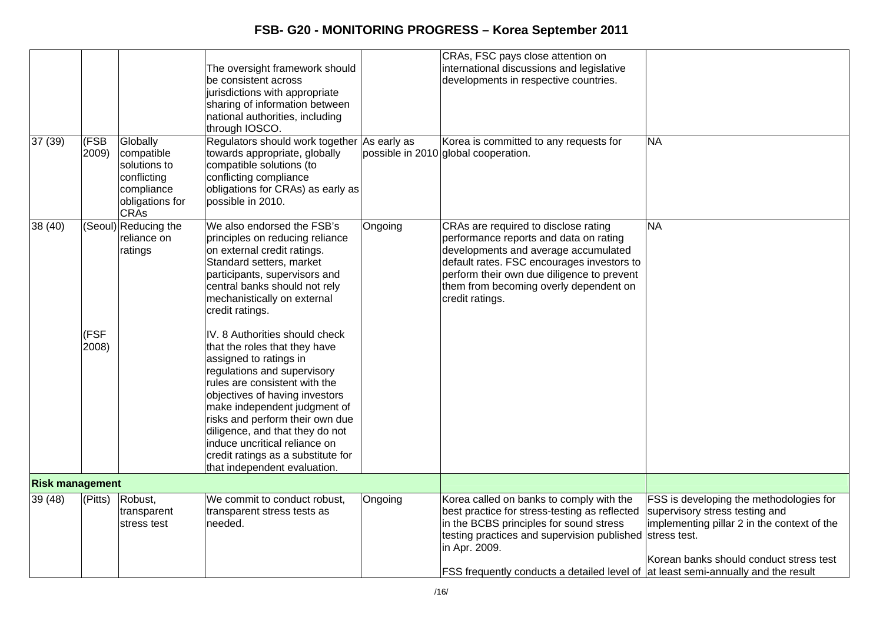| | | | | | | |
|---|---|---|---|---|---|---|
| | | | The oversight framework should be consistent across jurisdictions with appropriate sharing of information between national authorities, including through IOSCO. | | CRAs, FSC pays close attention on international discussions and legislative developments in respective countries. | |
| 37 (39) | (FSB 2009) | Globally compatible solutions to conflicting compliance obligations for CRAs | Regulators should work together towards appropriate, globally compatible solutions (to conflicting compliance obligations for CRAs) as early as possible in 2010. | As early as possible in 2010 | Korea is committed to any requests for global cooperation. | NA |
| 38 (40) | (Seoul)<br><br>(FSF 2008) | Reducing the reliance on ratings | We also endorsed the FSB's principles on reducing reliance on external credit ratings. Standard setters, market participants, supervisors and central banks should not rely mechanistically on external credit ratings.<br><br>IV. 8 Authorities should check that the roles that they have assigned to ratings in regulations and supervisory rules are consistent with the objectives of having investors make independent judgment of risks and perform their own due diligence, and that they do not induce uncritical reliance on credit ratings as a substitute for that independent evaluation. | Ongoing | CRAs are required to disclose rating performance reports and data on rating developments and average accumulated default rates. FSC encourages investors to perform their own due diligence to prevent them from becoming overly dependent on credit ratings. | NA |
| **Risk management** | | | | | | |
| 39 (48) | (Pitts) | Robust, transparent stress test | We commit to conduct robust, transparent stress tests as needed. | Ongoing | Korea called on banks to comply with the best practice for stress-testing as reflected in the BCBS principles for sound stress testing practices and supervision published in Apr. 2009.<br><br>FSS frequently conducts a detailed level of | FSS is developing the methodologies for supervisory stress testing and implementing pillar 2 in the context of the stress test.<br><br>Korean banks should conduct stress test at least semi-annually and the result |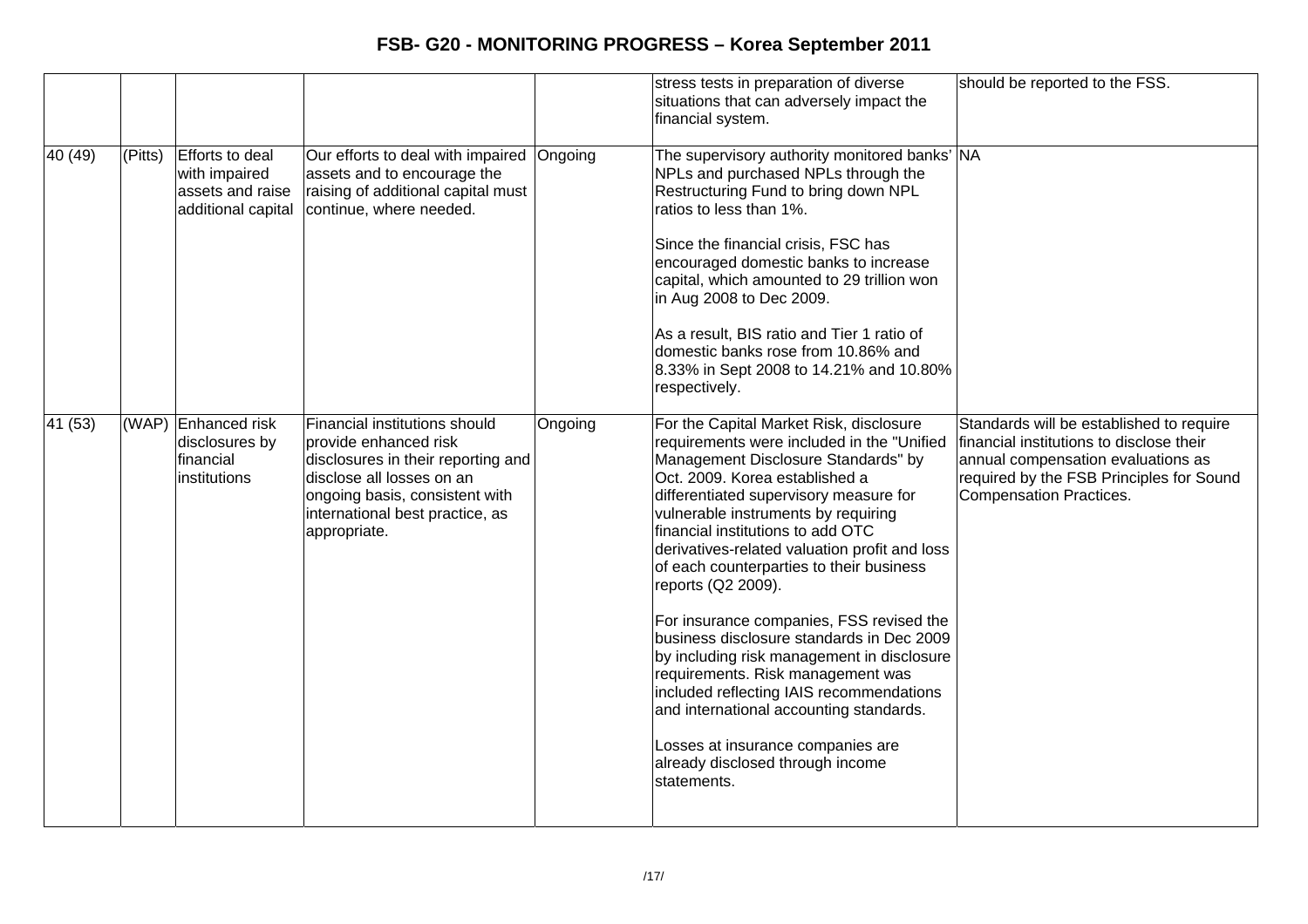| | | | | | | |
|---|---|---|---|---|---|---|
| | | | | | stress tests in preparation of diverse situations that can adversely impact the financial system. | should be reported to the FSS. |
| 40 (49) | (Pitts) | Efforts to deal with impaired assets and raise additional capital | Our efforts to deal with impaired assets and to encourage the raising of additional capital must continue, where needed. | Ongoing | The supervisory authority monitored banks' NPLs and purchased NPLs through the Restructuring Fund to bring down NPL ratios to less than 1%.<br><br>Since the financial crisis, FSC has encouraged domestic banks to increase capital, which amounted to 29 trillion won in Aug 2008 to Dec 2009.<br><br>As a result, BIS ratio and Tier 1 ratio of domestic banks rose from 10.86% and 8.33% in Sept 2008 to 14.21% and 10.80% respectively. | NA |
| 41 (53) | (WAP) | Enhanced risk disclosures by financial institutions | Financial institutions should provide enhanced risk disclosures in their reporting and disclose all losses on an ongoing basis, consistent with international best practice, as appropriate. | Ongoing | For the Capital Market Risk, disclosure requirements were included in the "Unified Management Disclosure Standards" by Oct. 2009. Korea established a differentiated supervisory measure for vulnerable instruments by requiring financial institutions to add OTC derivatives-related valuation profit and loss of each counterparties to their business reports (Q2 2009).<br><br>For insurance companies, FSS revised the business disclosure standards in Dec 2009 by including risk management in disclosure requirements. Risk management was included reflecting IAIS recommendations and international accounting standards.<br><br>Losses at insurance companies are already disclosed through income statements. | Standards will be established to require financial institutions to disclose their annual compensation evaluations as required by the FSB Principles for Sound Compensation Practices. |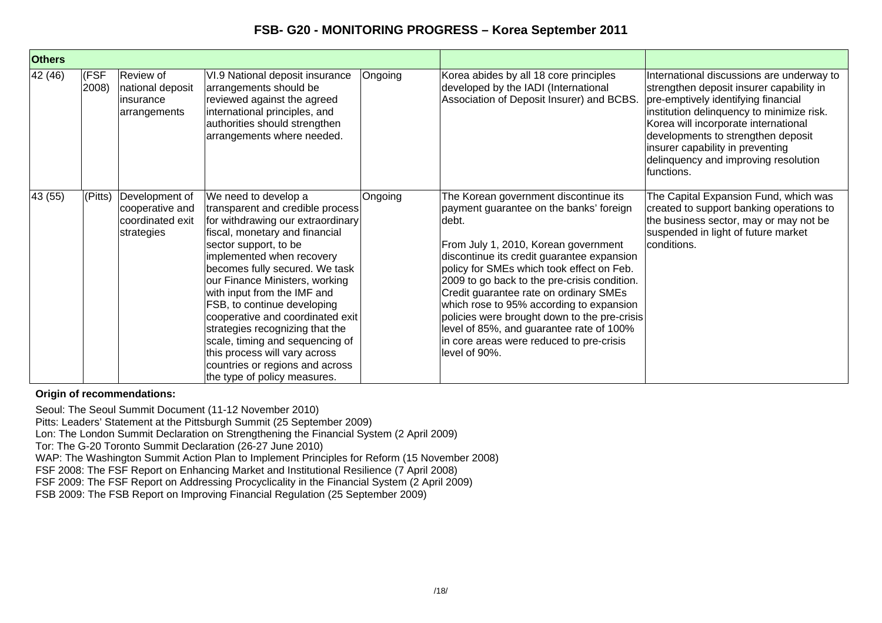## FSB- G20 - MONITORING PROGRESS – Korea September 2011

| | | | | | | |
|---|---|---|---|---|---|---|
| **Others** | | | | | | |
| 42 (46) | (FSF 2008) | Review of national deposit insurance arrangements | VI.9 National deposit insurance arrangements should be reviewed against the agreed international principles, and authorities should strengthen arrangements where needed. | Ongoing | Korea abides by all 18 core principles developed by the IADI (International Association of Deposit Insurer) and BCBS. | International discussions are underway to strengthen deposit insurer capability in pre-emptively identifying financial institution delinquency to minimize risk. Korea will incorporate international developments to strengthen deposit insurer capability in preventing delinquency and improving resolution functions. |
| 43 (55) | (Pitts) | Development of cooperative and coordinated exit strategies | We need to develop a transparent and credible process for withdrawing our extraordinary fiscal, monetary and financial sector support, to be implemented when recovery becomes fully secured. We task our Finance Ministers, working with input from the IMF and FSB, to continue developing cooperative and coordinated exit strategies recognizing that the scale, timing and sequencing of this process will vary across countries or regions and across the type of policy measures. | Ongoing | The Korean government discontinue its payment guarantee on the banks' foreign debt.<br><br>From July 1, 2010, Korean government discontinue its credit guarantee expansion policy for SMEs which took effect on Feb. 2009 to go back to the pre-crisis condition. Credit guarantee rate on ordinary SMEs which rose to 95% according to expansion policies were brought down to the pre-crisis level of 85%, and guarantee rate of 100% in core areas were reduced to pre-crisis level of 90%. | The Capital Expansion Fund, which was created to support banking operations to the business sector, may or may not be suspended in light of future market conditions. |

**Origin of recommendations:**

Seoul: The Seoul Summit Document (11-12 November 2010)
Pitts: Leaders' Statement at the Pittsburgh Summit (25 September 2009)
Lon: The London Summit Declaration on Strengthening the Financial System (2 April 2009)
Tor: The G-20 Toronto Summit Declaration (26-27 June 2010)
WAP: The Washington Summit Action Plan to Implement Principles for Reform (15 November 2008)
FSF 2008: The FSF Report on Enhancing Market and Institutional Resilience (7 April 2008)
FSF 2009: The FSF Report on Addressing Procyclicality in the Financial System (2 April 2009)
FSB 2009: The FSB Report on Improving Financial Regulation (25 September 2009)